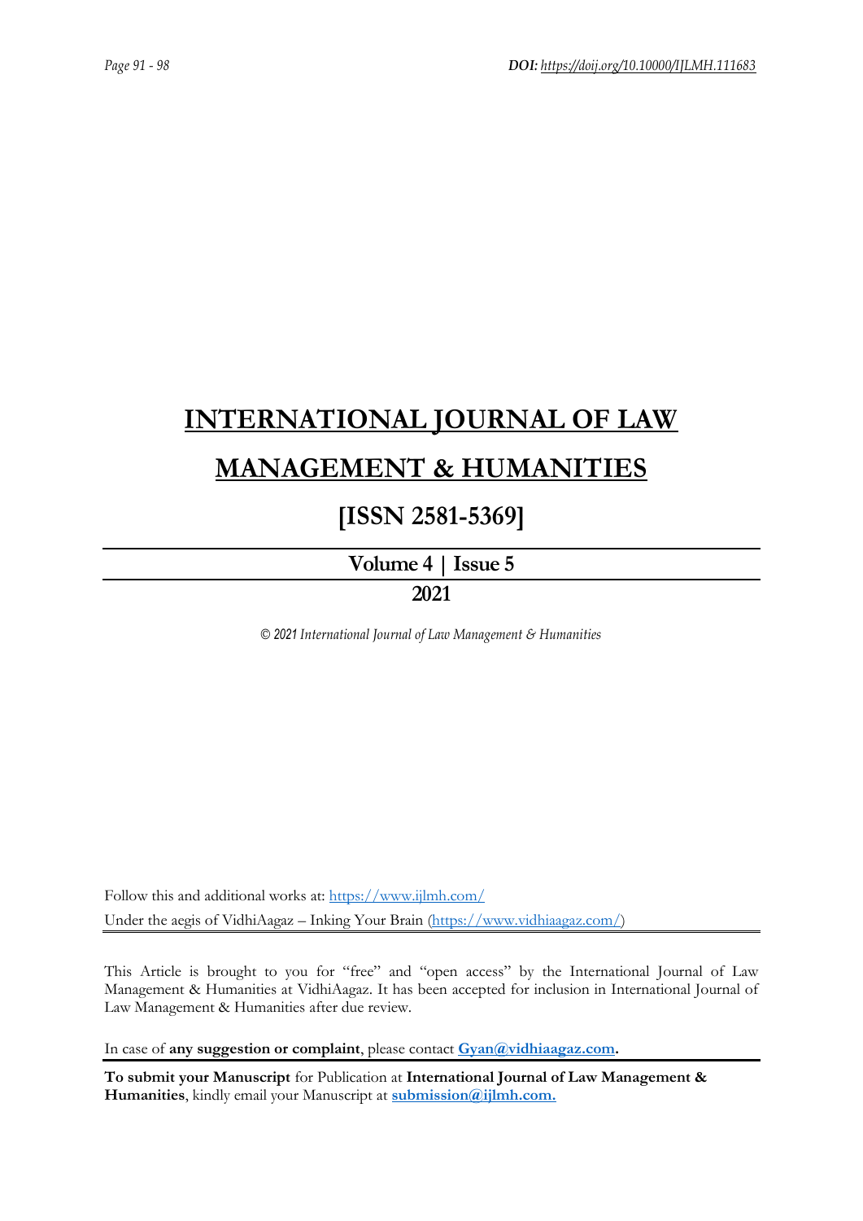# INTERNATIONAL JOURNAL OF LAW MANAGEMENT & HUMANITIES

## [ISSN 2581-5369]

**Volume 4 | Issue 5**

**2021**

*© 2021 International Journal of Law Management & Humanities*

Follow this and additional works at: https://www.ijlmh.com/
Under the aegis of VidhiAagaz – Inking Your Brain (https://www.vidhiaagaz.com/)

This Article is brought to you for "free" and "open access" by the International Journal of Law Management & Humanities at VidhiAagaz. It has been accepted for inclusion in International Journal of Law Management & Humanities after due review.

In case of **any suggestion or complaint**, please contact **Gyan@vidhiaagaz.com.**

**To submit your Manuscript** for Publication at **International Journal of Law Management & Humanities**, kindly email your Manuscript at **submission@ijlmh.com.**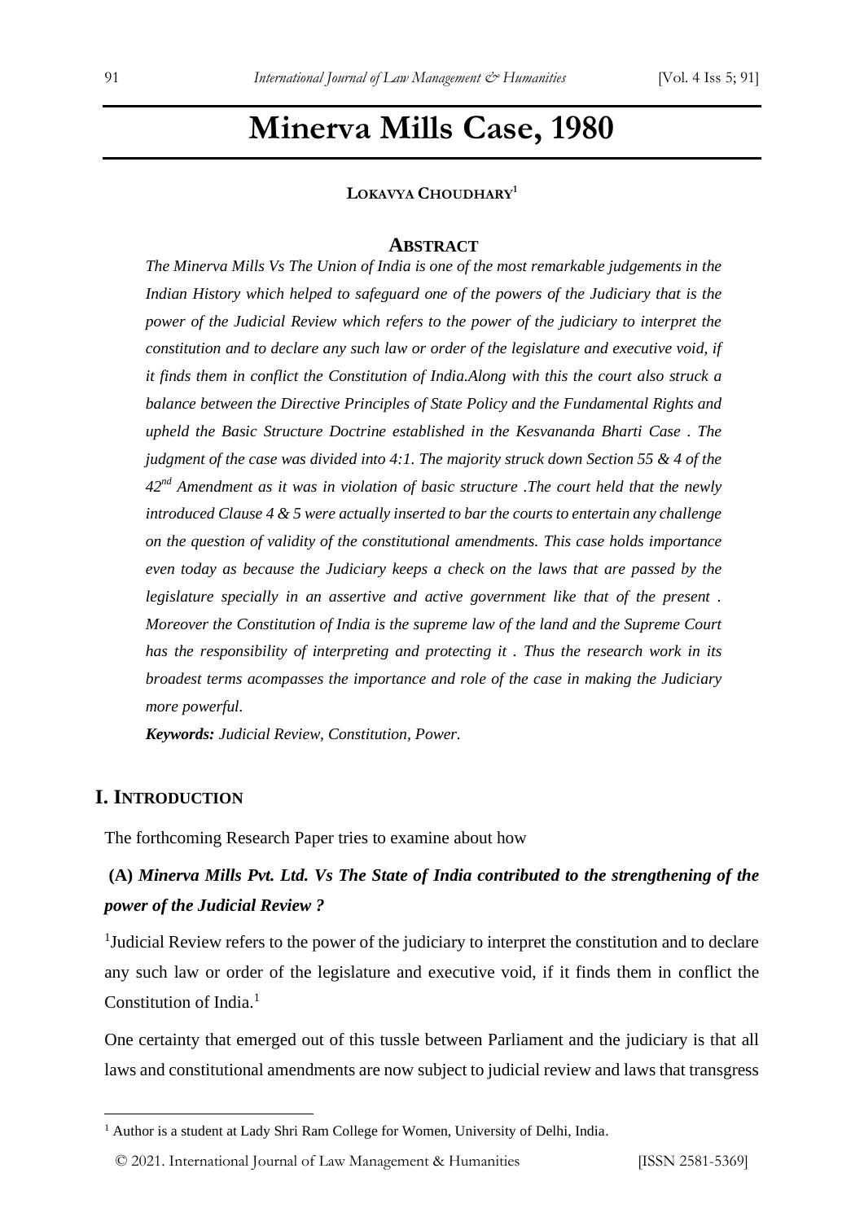# Minerva Mills Case, 1980

**LOKAVYA CHOUDHARY**[1]

## ABSTRACT

*The Minerva Mills Vs The Union of India is one of the most remarkable judgements in the Indian History which helped to safeguard one of the powers of the Judiciary that is the power of the Judicial Review which refers to the power of the judiciary to interpret the constitution and to declare any such law or order of the legislature and executive void, if it finds them in conflict the Constitution of India.Along with this the court also struck a balance between the Directive Principles of State Policy and the Fundamental Rights and upheld the Basic Structure Doctrine established in the Kesvananda Bharti Case . The judgment of the case was divided into 4:1. The majority struck down Section 55 & 4 of the 42nd Amendment as it was in violation of basic structure .The court held that the newly introduced Clause 4 & 5 were actually inserted to bar the courts to entertain any challenge on the question of validity of the constitutional amendments. This case holds importance even today as because the Judiciary keeps a check on the laws that are passed by the legislature specially in an assertive and active government like that of the present . Moreover the Constitution of India is the supreme law of the land and the Supreme Court has the responsibility of interpreting and protecting it . Thus the research work in its broadest terms acompasses the importance and role of the case in making the Judiciary more powerful.*

***Keywords:*** *Judicial Review, Constitution, Power.*

## I. INTRODUCTION

The forthcoming Research Paper tries to examine about how

**(A)** ***Minerva Mills Pvt. Ltd. Vs The State of India contributed to the strengthening of the power of the Judicial Review ?***

[1]Judicial Review refers to the power of the judiciary to interpret the constitution and to declare any such law or order of the legislature and executive void, if it finds them in conflict the Constitution of India.[1]

One certainty that emerged out of this tussle between Parliament and the judiciary is that all laws and constitutional amendments are now subject to judicial review and laws that transgress

---

[1] Author is a student at Lady Shri Ram College for Women, University of Delhi, India.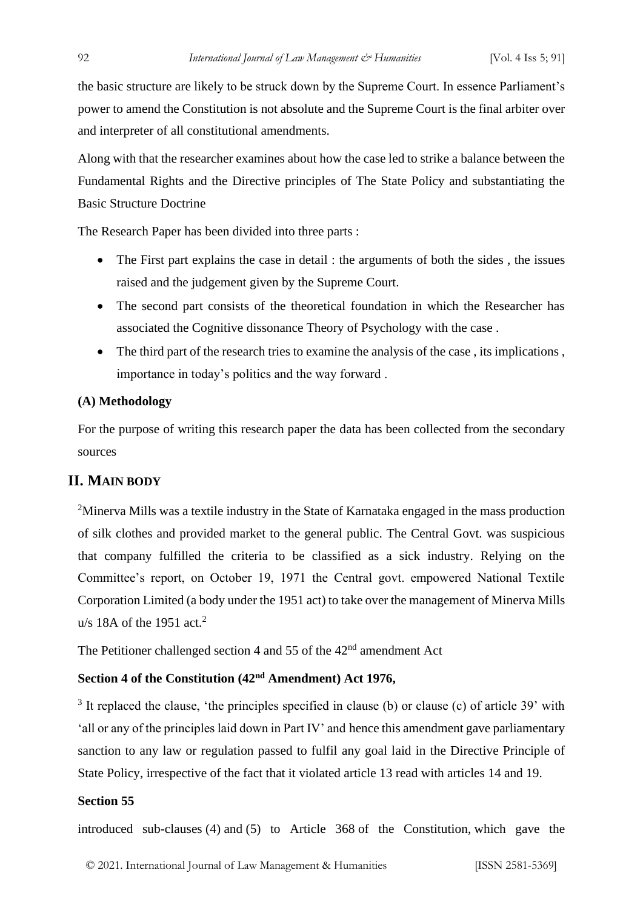the basic structure are likely to be struck down by the Supreme Court. In essence Parliament's power to amend the Constitution is not absolute and the Supreme Court is the final arbiter over and interpreter of all constitutional amendments.

Along with that the researcher examines about how the case led to strike a balance between the Fundamental Rights and the Directive principles of The State Policy and substantiating the Basic Structure Doctrine

The Research Paper has been divided into three parts :

- The First part explains the case in detail : the arguments of both the sides , the issues raised and the judgement given by the Supreme Court.
- The second part consists of the theoretical foundation in which the Researcher has associated the Cognitive dissonance Theory of Psychology with the case .
- The third part of the research tries to examine the analysis of the case , its implications , importance in today's politics and the way forward .

**(A) Methodology**

For the purpose of writing this research paper the data has been collected from the secondary sources

## II. MAIN BODY

[2]Minerva Mills was a textile industry in the State of Karnataka engaged in the mass production of silk clothes and provided market to the general public. The Central Govt. was suspicious that company fulfilled the criteria to be classified as a sick industry. Relying on the Committee's report, on October 19, 1971 the Central govt. empowered National Textile Corporation Limited (a body under the 1951 act) to take over the management of Minerva Mills u/s 18A of the 1951 act.[2]

The Petitioner challenged section 4 and 55 of the 42nd amendment Act

**Section 4 of the Constitution (42nd Amendment) Act 1976,**

[3] It replaced the clause, 'the principles specified in clause (b) or clause (c) of article 39' with 'all or any of the principles laid down in Part IV' and hence this amendment gave parliamentary sanction to any law or regulation passed to fulfil any goal laid in the Directive Principle of State Policy, irrespective of the fact that it violated article 13 read with articles 14 and 19.

**Section 55**

introduced sub-clauses (4) and (5) to Article 368 of the Constitution, which gave the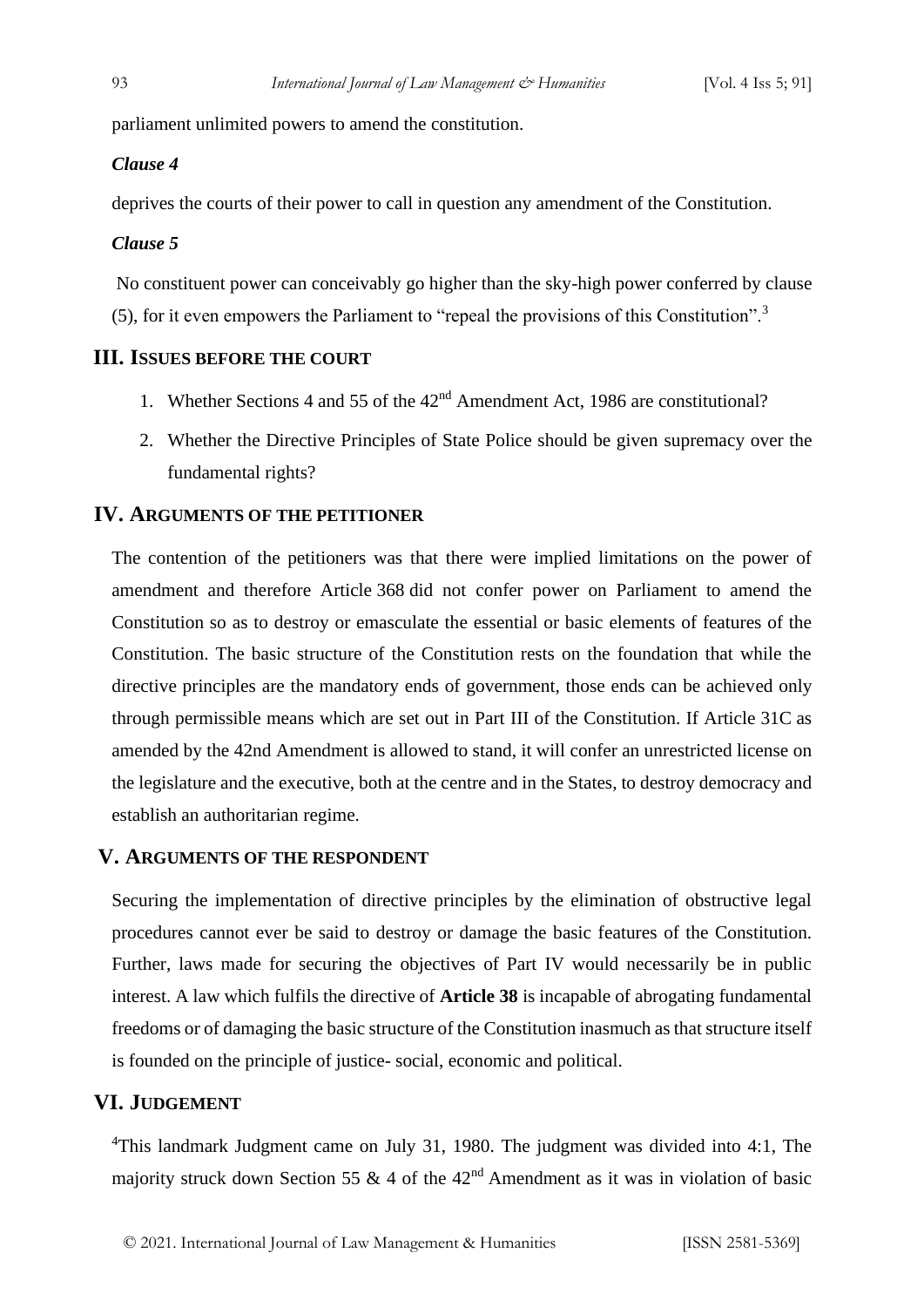parliament unlimited powers to amend the constitution.

***Clause 4***

deprives the courts of their power to call in question any amendment of the Constitution.

***Clause 5***

No constituent power can conceivably go higher than the sky-high power conferred by clause (5), for it even empowers the Parliament to "repeal the provisions of this Constitution".[3]

## III. Issues before the Court

1. Whether Sections 4 and 55 of the 42[nd] Amendment Act, 1986 are constitutional?
2. Whether the Directive Principles of State Police should be given supremacy over the fundamental rights?

## IV. Arguments of the petitioner

The contention of the petitioners was that there were implied limitations on the power of amendment and therefore Article 368 did not confer power on Parliament to amend the Constitution so as to destroy or emasculate the essential or basic elements of features of the Constitution. The basic structure of the Constitution rests on the foundation that while the directive principles are the mandatory ends of government, those ends can be achieved only through permissible means which are set out in Part III of the Constitution. If Article 31C as amended by the 42nd Amendment is allowed to stand, it will confer an unrestricted license on the legislature and the executive, both at the centre and in the States, to destroy democracy and establish an authoritarian regime.

## V. Arguments of the respondent

Securing the implementation of directive principles by the elimination of obstructive legal procedures cannot ever be said to destroy or damage the basic features of the Constitution. Further, laws made for securing the objectives of Part IV would necessarily be in public interest. A law which fulfils the directive of **Article 38** is incapable of abrogating fundamental freedoms or of damaging the basic structure of the Constitution inasmuch as that structure itself is founded on the principle of justice- social, economic and political.

## VI. Judgement

[4]This landmark Judgment came on July 31, 1980. The judgment was divided into 4:1, The majority struck down Section 55 & 4 of the 42[nd] Amendment as it was in violation of basic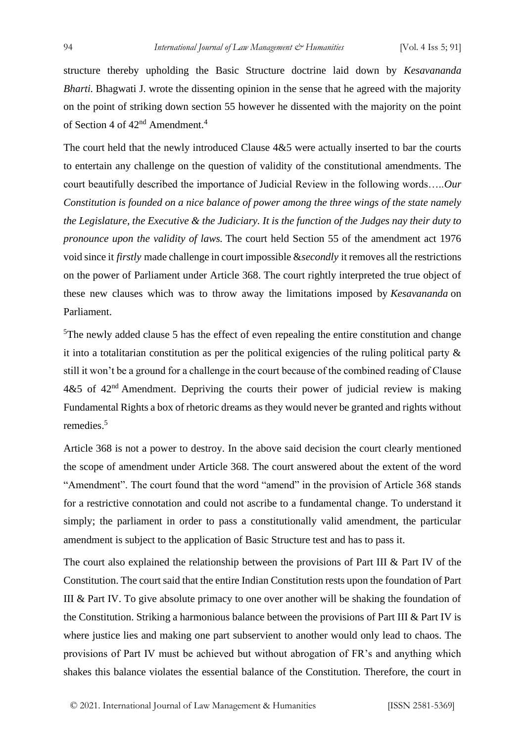structure thereby upholding the Basic Structure doctrine laid down by *Kesavananda Bharti.* Bhagwati J. wrote the dissenting opinion in the sense that he agreed with the majority on the point of striking down section 55 however he dissented with the majority on the point of Section 4 of 42nd Amendment.[4]

The court held that the newly introduced Clause 4&5 were actually inserted to bar the courts to entertain any challenge on the question of validity of the constitutional amendments. The court beautifully described the importance of Judicial Review in the following words…..*Our Constitution is founded on a nice balance of power among the three wings of the state namely the Legislature, the Executive & the Judiciary. It is the function of the Judges nay their duty to pronounce upon the validity of laws.* The court held Section 55 of the amendment act 1976 void since it *firstly* made challenge in court impossible &*secondly* it removes all the restrictions on the power of Parliament under Article 368. The court rightly interpreted the true object of these new clauses which was to throw away the limitations imposed by *Kesavananda* on Parliament.

[5]The newly added clause 5 has the effect of even repealing the entire constitution and change it into a totalitarian constitution as per the political exigencies of the ruling political party & still it won't be a ground for a challenge in the court because of the combined reading of Clause 4&5 of 42nd Amendment. Depriving the courts their power of judicial review is making Fundamental Rights a box of rhetoric dreams as they would never be granted and rights without remedies.[5]

Article 368 is not a power to destroy. In the above said decision the court clearly mentioned the scope of amendment under Article 368. The court answered about the extent of the word "Amendment". The court found that the word "amend" in the provision of Article 368 stands for a restrictive connotation and could not ascribe to a fundamental change. To understand it simply; the parliament in order to pass a constitutionally valid amendment, the particular amendment is subject to the application of Basic Structure test and has to pass it.

The court also explained the relationship between the provisions of Part III & Part IV of the Constitution. The court said that the entire Indian Constitution rests upon the foundation of Part III & Part IV. To give absolute primacy to one over another will be shaking the foundation of the Constitution. Striking a harmonious balance between the provisions of Part III & Part IV is where justice lies and making one part subservient to another would only lead to chaos. The provisions of Part IV must be achieved but without abrogation of FR's and anything which shakes this balance violates the essential balance of the Constitution. Therefore, the court in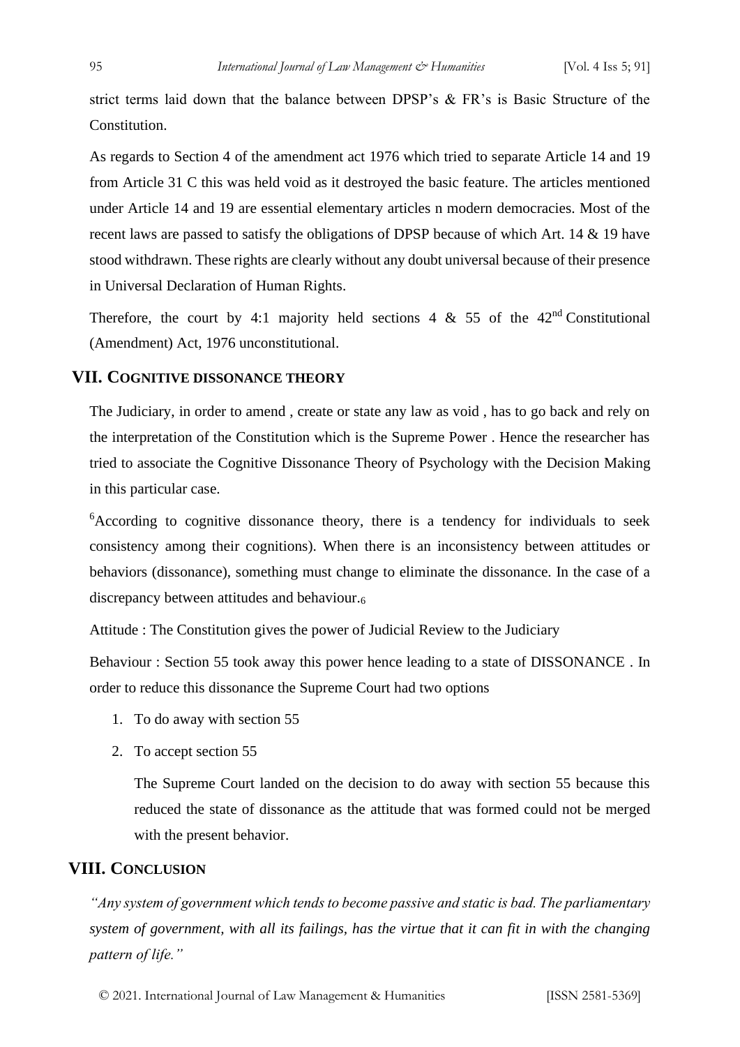strict terms laid down that the balance between DPSP's & FR's is Basic Structure of the Constitution.

As regards to Section 4 of the amendment act 1976 which tried to separate Article 14 and 19 from Article 31 C this was held void as it destroyed the basic feature. The articles mentioned under Article 14 and 19 are essential elementary articles n modern democracies. Most of the recent laws are passed to satisfy the obligations of DPSP because of which Art. 14 & 19 have stood withdrawn. These rights are clearly without any doubt universal because of their presence in Universal Declaration of Human Rights.

Therefore, the court by 4:1 majority held sections 4 & 55 of the 42nd Constitutional (Amendment) Act, 1976 unconstitutional.

## VII. Cognitive dissonance theory

The Judiciary, in order to amend , create or state any law as void , has to go back and rely on the interpretation of the Constitution which is the Supreme Power . Hence the researcher has tried to associate the Cognitive Dissonance Theory of Psychology with the Decision Making in this particular case.

[6]According to cognitive dissonance theory, there is a tendency for individuals to seek consistency among their cognitions). When there is an inconsistency between attitudes or behaviors (dissonance), something must change to eliminate the dissonance. In the case of a discrepancy between attitudes and behaviour.[6]

Attitude : The Constitution gives the power of Judicial Review to the Judiciary

Behaviour : Section 55 took away this power hence leading to a state of DISSONANCE . In order to reduce this dissonance the Supreme Court had two options

1. To do away with section 55
2. To accept section 55

   The Supreme Court landed on the decision to do away with section 55 because this reduced the state of dissonance as the attitude that was formed could not be merged with the present behavior.

## VIII. Conclusion

*"Any system of government which tends to become passive and static is bad. The parliamentary system of government, with all its failings, has the virtue that it can fit in with the changing pattern of life."*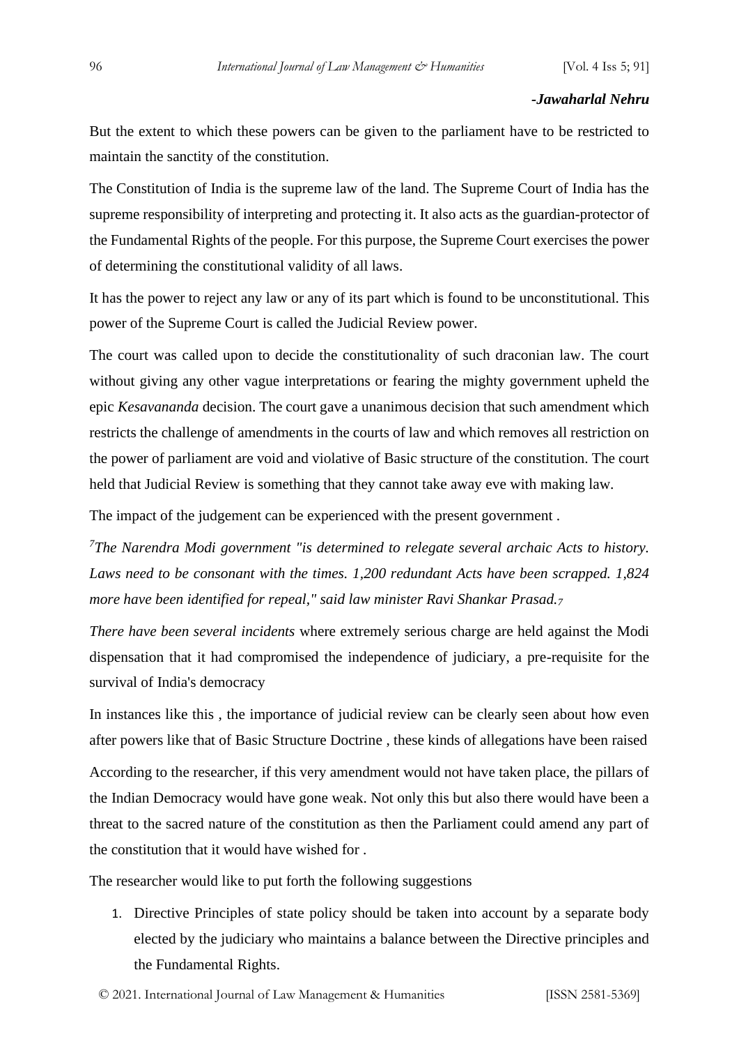***-Jawaharlal Nehru***

But the extent to which these powers can be given to the parliament have to be restricted to maintain the sanctity of the constitution.

The Constitution of India is the supreme law of the land. The Supreme Court of India has the supreme responsibility of interpreting and protecting it. It also acts as the guardian-protector of the Fundamental Rights of the people. For this purpose, the Supreme Court exercises the power of determining the constitutional validity of all laws.

It has the power to reject any law or any of its part which is found to be unconstitutional. This power of the Supreme Court is called the Judicial Review power.

The court was called upon to decide the constitutionality of such draconian law. The court without giving any other vague interpretations or fearing the mighty government upheld the epic *Kesavananda* decision. The court gave a unanimous decision that such amendment which restricts the challenge of amendments in the courts of law and which removes all restriction on the power of parliament are void and violative of Basic structure of the constitution. The court held that Judicial Review is something that they cannot take away eve with making law.

The impact of the judgement can be experienced with the present government .

*[7]The Narendra Modi government "is determined to relegate several archaic Acts to history. Laws need to be consonant with the times. 1,200 redundant Acts have been scrapped. 1,824 more have been identified for repeal," said law minister Ravi Shankar Prasad.[7]*

*There have been several incidents* where extremely serious charge are held against the Modi dispensation that it had compromised the independence of judiciary, a pre-requisite for the survival of India's democracy

In instances like this , the importance of judicial review can be clearly seen about how even after powers like that of Basic Structure Doctrine , these kinds of allegations have been raised

According to the researcher, if this very amendment would not have taken place, the pillars of the Indian Democracy would have gone weak. Not only this but also there would have been a threat to the sacred nature of the constitution as then the Parliament could amend any part of the constitution that it would have wished for .

The researcher would like to put forth the following suggestions

1. Directive Principles of state policy should be taken into account by a separate body elected by the judiciary who maintains a balance between the Directive principles and the Fundamental Rights.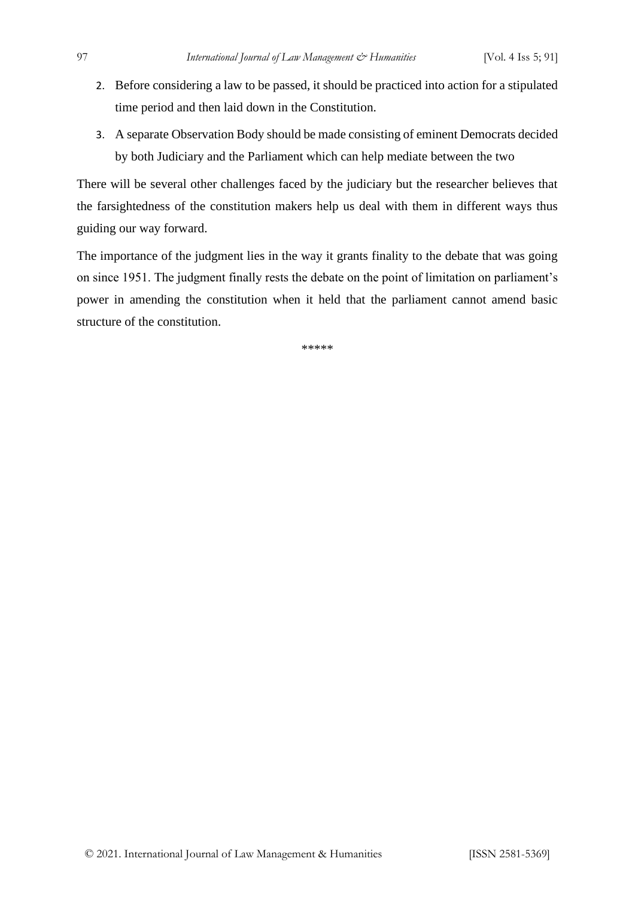2. Before considering a law to be passed, it should be practiced into action for a stipulated time period and then laid down in the Constitution.
3. A separate Observation Body should be made consisting of eminent Democrats decided by both Judiciary and the Parliament which can help mediate between the two

There will be several other challenges faced by the judiciary but the researcher believes that the farsightedness of the constitution makers help us deal with them in different ways thus guiding our way forward.

The importance of the judgment lies in the way it grants finality to the debate that was going on since 1951. The judgment finally rests the debate on the point of limitation on parliament's power in amending the constitution when it held that the parliament cannot amend basic structure of the constitution.

*****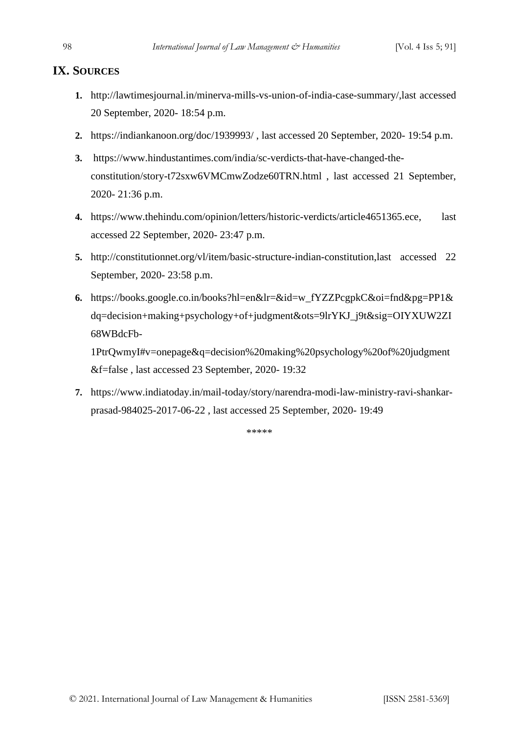## IX. Sources

1. http://lawtimesjournal.in/minerva-mills-vs-union-of-india-case-summary/,last accessed 20 September, 2020- 18:54 p.m.
2. https://indiankanoon.org/doc/1939993/ , last accessed 20 September, 2020- 19:54 p.m.
3. https://www.hindustantimes.com/india/sc-verdicts-that-have-changed-the-constitution/story-t72sxw6VMCmwZodze60TRN.html , last accessed 21 September, 2020- 21:36 p.m.
4. https://www.thehindu.com/opinion/letters/historic-verdicts/article4651365.ece, last accessed 22 September, 2020- 23:47 p.m.
5. http://constitutionnet.org/vl/item/basic-structure-indian-constitution,last accessed 22 September, 2020- 23:58 p.m.
6. https://books.google.co.in/books?hl=en&lr=&id=w_fYZZPcgpkC&oi=fnd&pg=PP1&dq=decision+making+psychology+of+judgment&ots=9lrYKJ_j9t&sig=OIYXUW2ZI68WBdcFb-1PtrQwmyI#v=onepage&q=decision%20making%20psychology%20of%20judgment&f=false , last accessed 23 September, 2020- 19:32
7. https://www.indiatoday.in/mail-today/story/narendra-modi-law-ministry-ravi-shankar-prasad-984025-2017-06-22 , last accessed 25 September, 2020- 19:49

*****